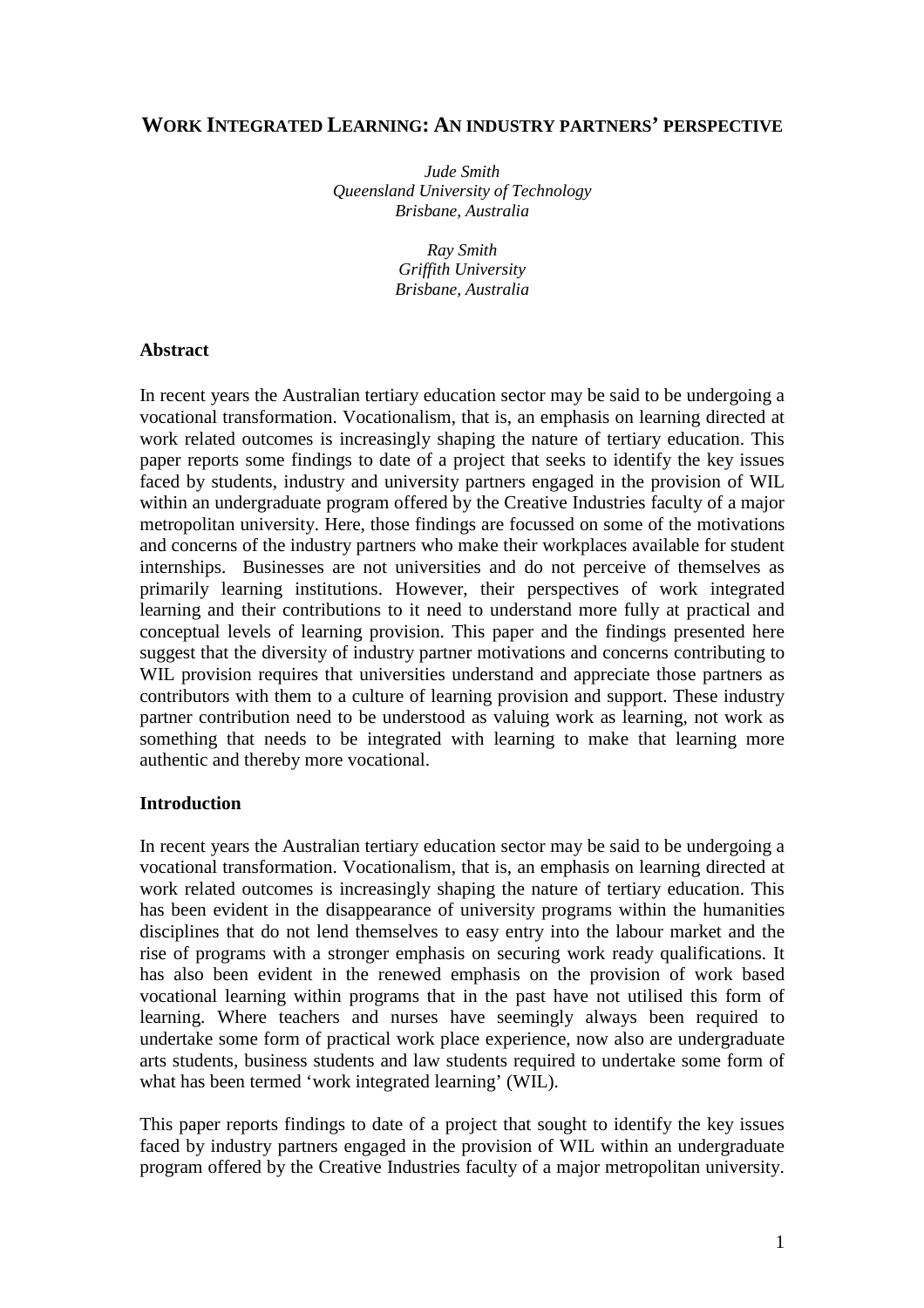# WORK INTEGRATED LEARNING: AN INDUSTRY PARTNERS' PERSPECTIVE

*Jude Smith*
*Queensland University of Technology*
*Brisbane, Australia*

*Ray Smith*
*Griffith University*
*Brisbane, Australia*

## Abstract

In recent years the Australian tertiary education sector may be said to be undergoing a vocational transformation. Vocationalism, that is, an emphasis on learning directed at work related outcomes is increasingly shaping the nature of tertiary education. This paper reports some findings to date of a project that seeks to identify the key issues faced by students, industry and university partners engaged in the provision of WIL within an undergraduate program offered by the Creative Industries faculty of a major metropolitan university. Here, those findings are focussed on some of the motivations and concerns of the industry partners who make their workplaces available for student internships. Businesses are not universities and do not perceive of themselves as primarily learning institutions. However, their perspectives of work integrated learning and their contributions to it need to understand more fully at practical and conceptual levels of learning provision. This paper and the findings presented here suggest that the diversity of industry partner motivations and concerns contributing to WIL provision requires that universities understand and appreciate those partners as contributors with them to a culture of learning provision and support. These industry partner contribution need to be understood as valuing work as learning, not work as something that needs to be integrated with learning to make that learning more authentic and thereby more vocational.

## Introduction

In recent years the Australian tertiary education sector may be said to be undergoing a vocational transformation. Vocationalism, that is, an emphasis on learning directed at work related outcomes is increasingly shaping the nature of tertiary education. This has been evident in the disappearance of university programs within the humanities disciplines that do not lend themselves to easy entry into the labour market and the rise of programs with a stronger emphasis on securing work ready qualifications. It has also been evident in the renewed emphasis on the provision of work based vocational learning within programs that in the past have not utilised this form of learning. Where teachers and nurses have seemingly always been required to undertake some form of practical work place experience, now also are undergraduate arts students, business students and law students required to undertake some form of what has been termed 'work integrated learning' (WIL).

This paper reports findings to date of a project that sought to identify the key issues faced by industry partners engaged in the provision of WIL within an undergraduate program offered by the Creative Industries faculty of a major metropolitan university.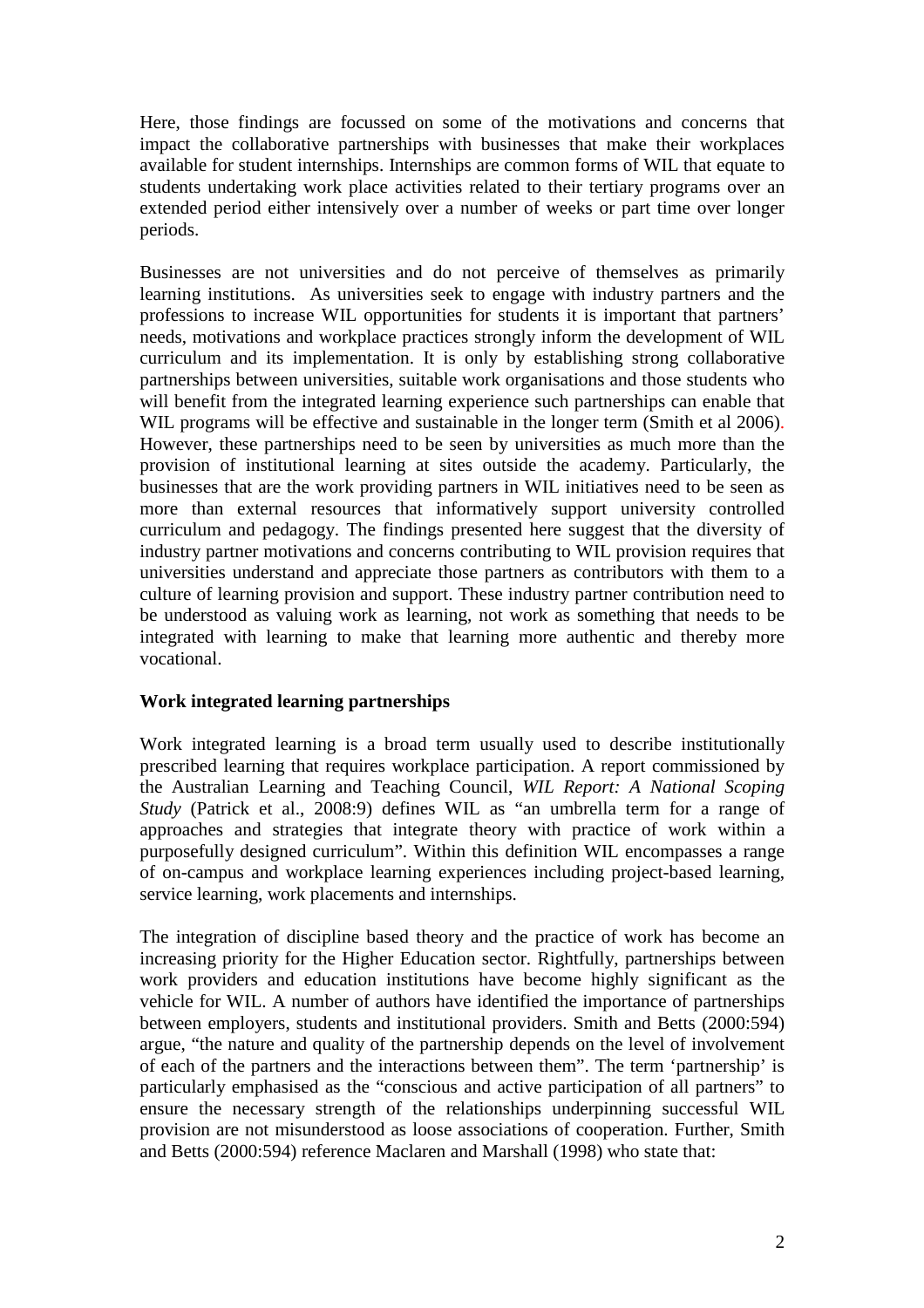Here, those findings are focussed on some of the motivations and concerns that impact the collaborative partnerships with businesses that make their workplaces available for student internships. Internships are common forms of WIL that equate to students undertaking work place activities related to their tertiary programs over an extended period either intensively over a number of weeks or part time over longer periods.

Businesses are not universities and do not perceive of themselves as primarily learning institutions. As universities seek to engage with industry partners and the professions to increase WIL opportunities for students it is important that partners' needs, motivations and workplace practices strongly inform the development of WIL curriculum and its implementation. It is only by establishing strong collaborative partnerships between universities, suitable work organisations and those students who will benefit from the integrated learning experience such partnerships can enable that WIL programs will be effective and sustainable in the longer term (Smith et al 2006). However, these partnerships need to be seen by universities as much more than the provision of institutional learning at sites outside the academy. Particularly, the businesses that are the work providing partners in WIL initiatives need to be seen as more than external resources that informatively support university controlled curriculum and pedagogy. The findings presented here suggest that the diversity of industry partner motivations and concerns contributing to WIL provision requires that universities understand and appreciate those partners as contributors with them to a culture of learning provision and support. These industry partner contribution need to be understood as valuing work as learning, not work as something that needs to be integrated with learning to make that learning more authentic and thereby more vocational.

## Work integrated learning partnerships

Work integrated learning is a broad term usually used to describe institutionally prescribed learning that requires workplace participation. A report commissioned by the Australian Learning and Teaching Council, *WIL Report: A National Scoping Study* (Patrick et al., 2008:9) defines WIL as "an umbrella term for a range of approaches and strategies that integrate theory with practice of work within a purposefully designed curriculum". Within this definition WIL encompasses a range of on-campus and workplace learning experiences including project-based learning, service learning, work placements and internships.

The integration of discipline based theory and the practice of work has become an increasing priority for the Higher Education sector. Rightfully, partnerships between work providers and education institutions have become highly significant as the vehicle for WIL. A number of authors have identified the importance of partnerships between employers, students and institutional providers. Smith and Betts (2000:594) argue, "the nature and quality of the partnership depends on the level of involvement of each of the partners and the interactions between them". The term 'partnership' is particularly emphasised as the "conscious and active participation of all partners" to ensure the necessary strength of the relationships underpinning successful WIL provision are not misunderstood as loose associations of cooperation. Further, Smith and Betts (2000:594) reference Maclaren and Marshall (1998) who state that: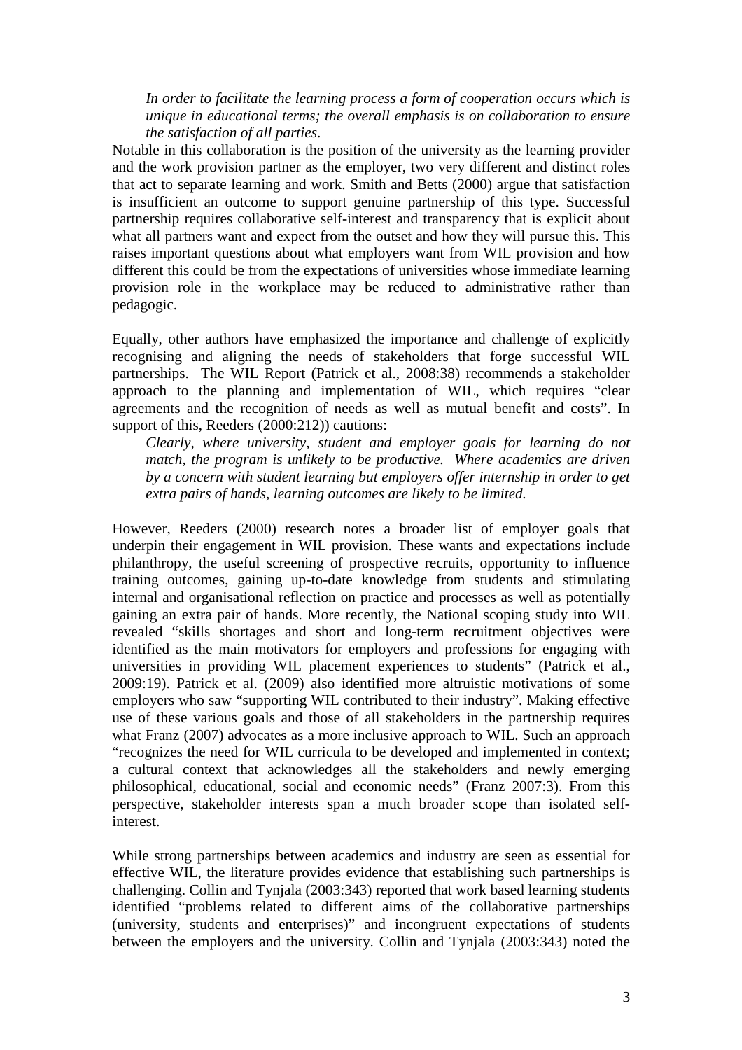*In order to facilitate the learning process a form of cooperation occurs which is unique in educational terms; the overall emphasis is on collaboration to ensure the satisfaction of all parties.*

Notable in this collaboration is the position of the university as the learning provider and the work provision partner as the employer, two very different and distinct roles that act to separate learning and work. Smith and Betts (2000) argue that satisfaction is insufficient an outcome to support genuine partnership of this type. Successful partnership requires collaborative self-interest and transparency that is explicit about what all partners want and expect from the outset and how they will pursue this. This raises important questions about what employers want from WIL provision and how different this could be from the expectations of universities whose immediate learning provision role in the workplace may be reduced to administrative rather than pedagogic.

Equally, other authors have emphasized the importance and challenge of explicitly recognising and aligning the needs of stakeholders that forge successful WIL partnerships. The WIL Report (Patrick et al., 2008:38) recommends a stakeholder approach to the planning and implementation of WIL, which requires "clear agreements and the recognition of needs as well as mutual benefit and costs". In support of this, Reeders (2000:212)) cautions:

*Clearly, where university, student and employer goals for learning do not match, the program is unlikely to be productive. Where academics are driven by a concern with student learning but employers offer internship in order to get extra pairs of hands, learning outcomes are likely to be limited.*

However, Reeders (2000) research notes a broader list of employer goals that underpin their engagement in WIL provision. These wants and expectations include philanthropy, the useful screening of prospective recruits, opportunity to influence training outcomes, gaining up-to-date knowledge from students and stimulating internal and organisational reflection on practice and processes as well as potentially gaining an extra pair of hands. More recently, the National scoping study into WIL revealed "skills shortages and short and long-term recruitment objectives were identified as the main motivators for employers and professions for engaging with universities in providing WIL placement experiences to students" (Patrick et al., 2009:19). Patrick et al. (2009) also identified more altruistic motivations of some employers who saw "supporting WIL contributed to their industry". Making effective use of these various goals and those of all stakeholders in the partnership requires what Franz (2007) advocates as a more inclusive approach to WIL. Such an approach "recognizes the need for WIL curricula to be developed and implemented in context; a cultural context that acknowledges all the stakeholders and newly emerging philosophical, educational, social and economic needs" (Franz 2007:3). From this perspective, stakeholder interests span a much broader scope than isolated self-interest.

While strong partnerships between academics and industry are seen as essential for effective WIL, the literature provides evidence that establishing such partnerships is challenging. Collin and Tynjala (2003:343) reported that work based learning students identified "problems related to different aims of the collaborative partnerships (university, students and enterprises)" and incongruent expectations of students between the employers and the university. Collin and Tynjala (2003:343) noted the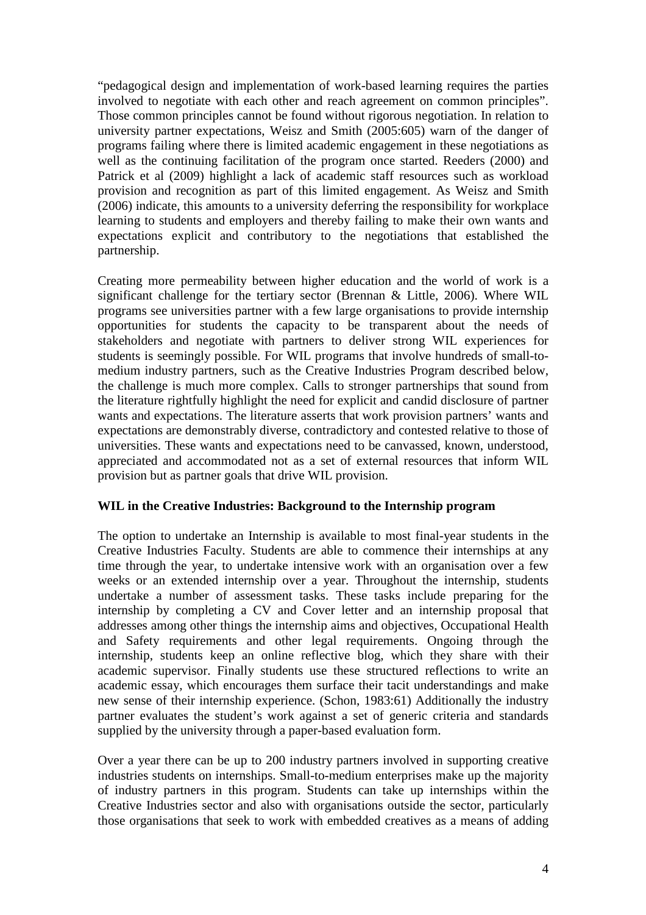"pedagogical design and implementation of work-based learning requires the parties involved to negotiate with each other and reach agreement on common principles". Those common principles cannot be found without rigorous negotiation. In relation to university partner expectations, Weisz and Smith (2005:605) warn of the danger of programs failing where there is limited academic engagement in these negotiations as well as the continuing facilitation of the program once started. Reeders (2000) and Patrick et al (2009) highlight a lack of academic staff resources such as workload provision and recognition as part of this limited engagement. As Weisz and Smith (2006) indicate, this amounts to a university deferring the responsibility for workplace learning to students and employers and thereby failing to make their own wants and expectations explicit and contributory to the negotiations that established the partnership.

Creating more permeability between higher education and the world of work is a significant challenge for the tertiary sector (Brennan & Little, 2006). Where WIL programs see universities partner with a few large organisations to provide internship opportunities for students the capacity to be transparent about the needs of stakeholders and negotiate with partners to deliver strong WIL experiences for students is seemingly possible. For WIL programs that involve hundreds of small-to-medium industry partners, such as the Creative Industries Program described below, the challenge is much more complex. Calls to stronger partnerships that sound from the literature rightfully highlight the need for explicit and candid disclosure of partner wants and expectations. The literature asserts that work provision partners' wants and expectations are demonstrably diverse, contradictory and contested relative to those of universities. These wants and expectations need to be canvassed, known, understood, appreciated and accommodated not as a set of external resources that inform WIL provision but as partner goals that drive WIL provision.

**WIL in the Creative Industries: Background to the Internship program**

The option to undertake an Internship is available to most final-year students in the Creative Industries Faculty. Students are able to commence their internships at any time through the year, to undertake intensive work with an organisation over a few weeks or an extended internship over a year. Throughout the internship, students undertake a number of assessment tasks. These tasks include preparing for the internship by completing a CV and Cover letter and an internship proposal that addresses among other things the internship aims and objectives, Occupational Health and Safety requirements and other legal requirements. Ongoing through the internship, students keep an online reflective blog, which they share with their academic supervisor. Finally students use these structured reflections to write an academic essay, which encourages them surface their tacit understandings and make new sense of their internship experience. (Schon, 1983:61) Additionally the industry partner evaluates the student's work against a set of generic criteria and standards supplied by the university through a paper-based evaluation form.

Over a year there can be up to 200 industry partners involved in supporting creative industries students on internships. Small-to-medium enterprises make up the majority of industry partners in this program. Students can take up internships within the Creative Industries sector and also with organisations outside the sector, particularly those organisations that seek to work with embedded creatives as a means of adding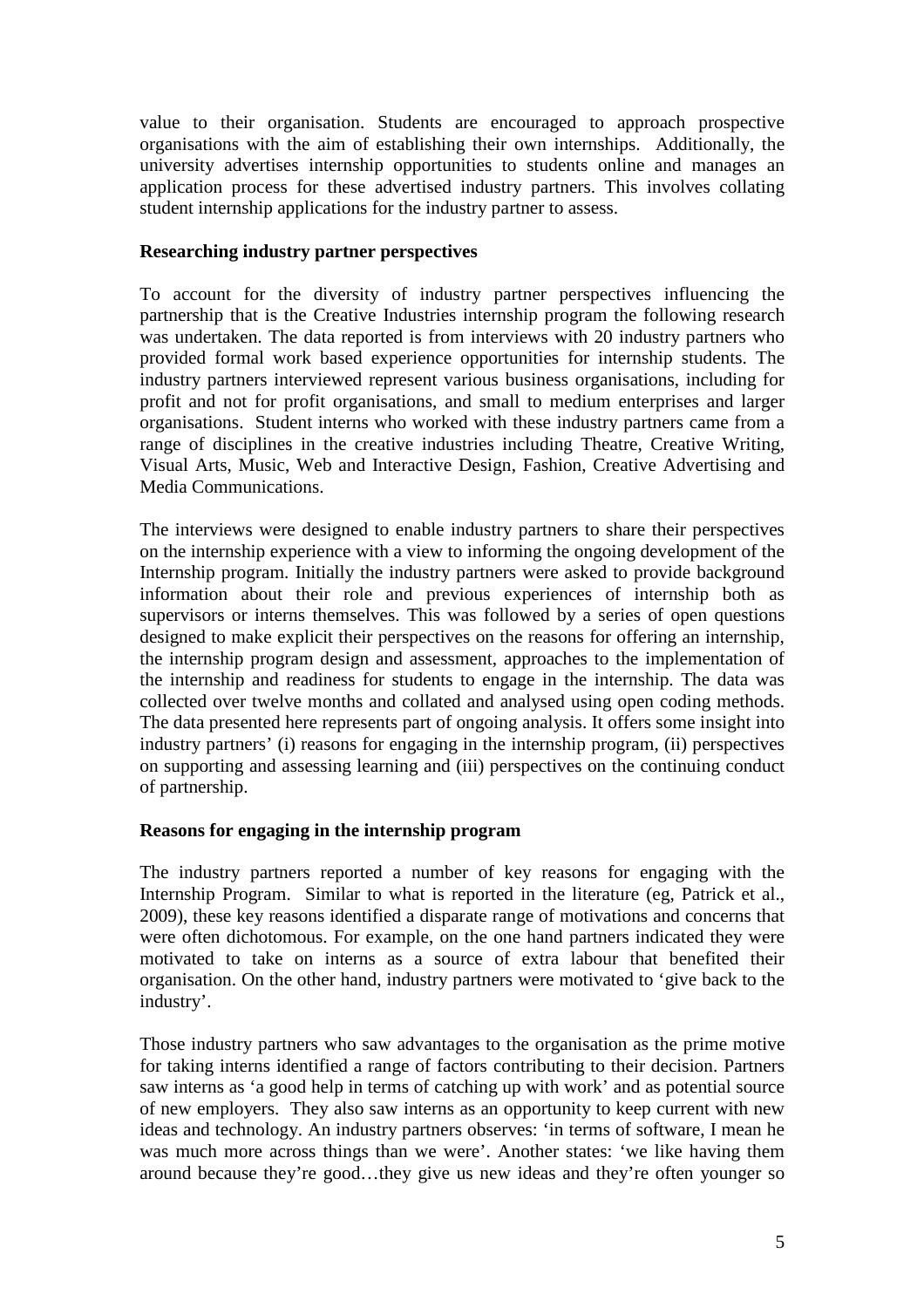value to their organisation. Students are encouraged to approach prospective organisations with the aim of establishing their own internships. Additionally, the university advertises internship opportunities to students online and manages an application process for these advertised industry partners. This involves collating student internship applications for the industry partner to assess.

**Researching industry partner perspectives**

To account for the diversity of industry partner perspectives influencing the partnership that is the Creative Industries internship program the following research was undertaken. The data reported is from interviews with 20 industry partners who provided formal work based experience opportunities for internship students. The industry partners interviewed represent various business organisations, including for profit and not for profit organisations, and small to medium enterprises and larger organisations. Student interns who worked with these industry partners came from a range of disciplines in the creative industries including Theatre, Creative Writing, Visual Arts, Music, Web and Interactive Design, Fashion, Creative Advertising and Media Communications.

The interviews were designed to enable industry partners to share their perspectives on the internship experience with a view to informing the ongoing development of the Internship program. Initially the industry partners were asked to provide background information about their role and previous experiences of internship both as supervisors or interns themselves. This was followed by a series of open questions designed to make explicit their perspectives on the reasons for offering an internship, the internship program design and assessment, approaches to the implementation of the internship and readiness for students to engage in the internship. The data was collected over twelve months and collated and analysed using open coding methods. The data presented here represents part of ongoing analysis. It offers some insight into industry partners' (i) reasons for engaging in the internship program, (ii) perspectives on supporting and assessing learning and (iii) perspectives on the continuing conduct of partnership.

**Reasons for engaging in the internship program**

The industry partners reported a number of key reasons for engaging with the Internship Program. Similar to what is reported in the literature (eg, Patrick et al., 2009), these key reasons identified a disparate range of motivations and concerns that were often dichotomous. For example, on the one hand partners indicated they were motivated to take on interns as a source of extra labour that benefited their organisation. On the other hand, industry partners were motivated to 'give back to the industry'.

Those industry partners who saw advantages to the organisation as the prime motive for taking interns identified a range of factors contributing to their decision. Partners saw interns as 'a good help in terms of catching up with work' and as potential source of new employers. They also saw interns as an opportunity to keep current with new ideas and technology. An industry partners observes: 'in terms of software, I mean he was much more across things than we were'. Another states: 'we like having them around because they're good…they give us new ideas and they're often younger so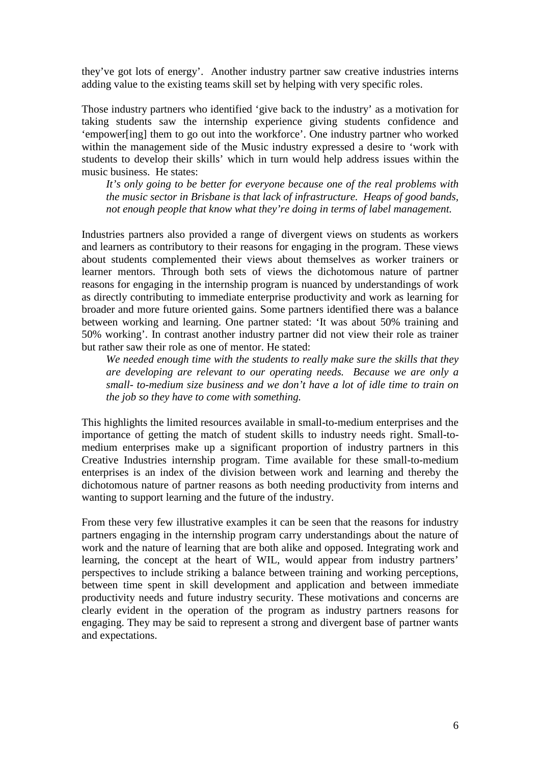they've got lots of energy'. Another industry partner saw creative industries interns adding value to the existing teams skill set by helping with very specific roles.

Those industry partners who identified 'give back to the industry' as a motivation for taking students saw the internship experience giving students confidence and 'empower[ing] them to go out into the workforce'. One industry partner who worked within the management side of the Music industry expressed a desire to 'work with students to develop their skills' which in turn would help address issues within the music business. He states:

> *It's only going to be better for everyone because one of the real problems with the music sector in Brisbane is that lack of infrastructure. Heaps of good bands, not enough people that know what they're doing in terms of label management.*

Industries partners also provided a range of divergent views on students as workers and learners as contributory to their reasons for engaging in the program. These views about students complemented their views about themselves as worker trainers or learner mentors. Through both sets of views the dichotomous nature of partner reasons for engaging in the internship program is nuanced by understandings of work as directly contributing to immediate enterprise productivity and work as learning for broader and more future oriented gains. Some partners identified there was a balance between working and learning. One partner stated: 'It was about 50% training and 50% working'. In contrast another industry partner did not view their role as trainer but rather saw their role as one of mentor. He stated:

> *We needed enough time with the students to really make sure the skills that they are developing are relevant to our operating needs. Because we are only a small- to-medium size business and we don't have a lot of idle time to train on the job so they have to come with something.*

This highlights the limited resources available in small-to-medium enterprises and the importance of getting the match of student skills to industry needs right. Small-to-medium enterprises make up a significant proportion of industry partners in this Creative Industries internship program. Time available for these small-to-medium enterprises is an index of the division between work and learning and thereby the dichotomous nature of partner reasons as both needing productivity from interns and wanting to support learning and the future of the industry.

From these very few illustrative examples it can be seen that the reasons for industry partners engaging in the internship program carry understandings about the nature of work and the nature of learning that are both alike and opposed. Integrating work and learning, the concept at the heart of WIL, would appear from industry partners' perspectives to include striking a balance between training and working perceptions, between time spent in skill development and application and between immediate productivity needs and future industry security. These motivations and concerns are clearly evident in the operation of the program as industry partners reasons for engaging. They may be said to represent a strong and divergent base of partner wants and expectations.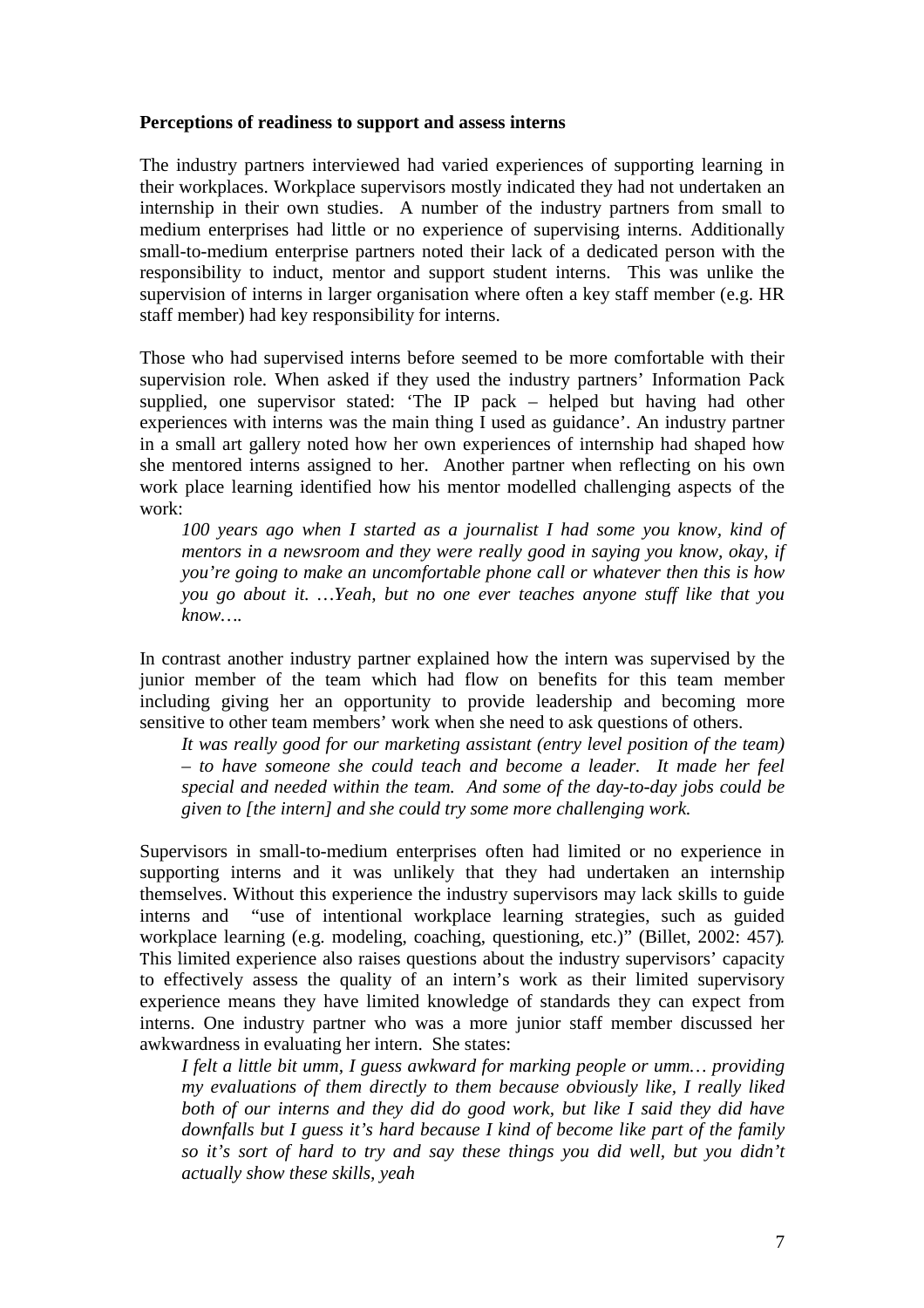**Perceptions of readiness to support and assess interns**

The industry partners interviewed had varied experiences of supporting learning in their workplaces. Workplace supervisors mostly indicated they had not undertaken an internship in their own studies. A number of the industry partners from small to medium enterprises had little or no experience of supervising interns. Additionally small-to-medium enterprise partners noted their lack of a dedicated person with the responsibility to induct, mentor and support student interns. This was unlike the supervision of interns in larger organisation where often a key staff member (e.g. HR staff member) had key responsibility for interns.

Those who had supervised interns before seemed to be more comfortable with their supervision role. When asked if they used the industry partners' Information Pack supplied, one supervisor stated: 'The IP pack – helped but having had other experiences with interns was the main thing I used as guidance'. An industry partner in a small art gallery noted how her own experiences of internship had shaped how she mentored interns assigned to her. Another partner when reflecting on his own work place learning identified how his mentor modelled challenging aspects of the work:

> *100 years ago when I started as a journalist I had some you know, kind of mentors in a newsroom and they were really good in saying you know, okay, if you're going to make an uncomfortable phone call or whatever then this is how you go about it. …Yeah, but no one ever teaches anyone stuff like that you know….*

In contrast another industry partner explained how the intern was supervised by the junior member of the team which had flow on benefits for this team member including giving her an opportunity to provide leadership and becoming more sensitive to other team members' work when she need to ask questions of others.

> *It was really good for our marketing assistant (entry level position of the team) – to have someone she could teach and become a leader. It made her feel special and needed within the team. And some of the day-to-day jobs could be given to [the intern] and she could try some more challenging work.*

Supervisors in small-to-medium enterprises often had limited or no experience in supporting interns and it was unlikely that they had undertaken an internship themselves. Without this experience the industry supervisors may lack skills to guide interns and "use of intentional workplace learning strategies, such as guided workplace learning (e.g. modeling, coaching, questioning, etc.)" (Billet, 2002: 457). This limited experience also raises questions about the industry supervisors' capacity to effectively assess the quality of an intern's work as their limited supervisory experience means they have limited knowledge of standards they can expect from interns. One industry partner who was a more junior staff member discussed her awkwardness in evaluating her intern. She states:

> *I felt a little bit umm, I guess awkward for marking people or umm… providing my evaluations of them directly to them because obviously like, I really liked both of our interns and they did do good work, but like I said they did have downfalls but I guess it's hard because I kind of become like part of the family so it's sort of hard to try and say these things you did well, but you didn't actually show these skills, yeah*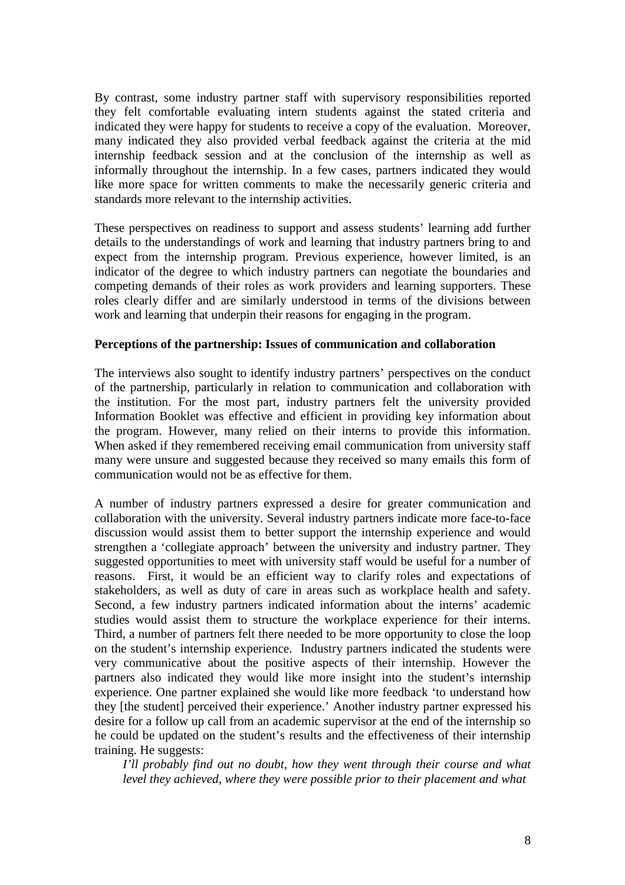By contrast, some industry partner staff with supervisory responsibilities reported they felt comfortable evaluating intern students against the stated criteria and indicated they were happy for students to receive a copy of the evaluation. Moreover, many indicated they also provided verbal feedback against the criteria at the mid internship feedback session and at the conclusion of the internship as well as informally throughout the internship. In a few cases, partners indicated they would like more space for written comments to make the necessarily generic criteria and standards more relevant to the internship activities.

These perspectives on readiness to support and assess students' learning add further details to the understandings of work and learning that industry partners bring to and expect from the internship program. Previous experience, however limited, is an indicator of the degree to which industry partners can negotiate the boundaries and competing demands of their roles as work providers and learning supporters. These roles clearly differ and are similarly understood in terms of the divisions between work and learning that underpin their reasons for engaging in the program.

**Perceptions of the partnership: Issues of communication and collaboration**

The interviews also sought to identify industry partners' perspectives on the conduct of the partnership, particularly in relation to communication and collaboration with the institution. For the most part, industry partners felt the university provided Information Booklet was effective and efficient in providing key information about the program. However, many relied on their interns to provide this information. When asked if they remembered receiving email communication from university staff many were unsure and suggested because they received so many emails this form of communication would not be as effective for them.

A number of industry partners expressed a desire for greater communication and collaboration with the university. Several industry partners indicate more face-to-face discussion would assist them to better support the internship experience and would strengthen a 'collegiate approach' between the university and industry partner. They suggested opportunities to meet with university staff would be useful for a number of reasons. First, it would be an efficient way to clarify roles and expectations of stakeholders, as well as duty of care in areas such as workplace health and safety. Second, a few industry partners indicated information about the interns' academic studies would assist them to structure the workplace experience for their interns. Third, a number of partners felt there needed to be more opportunity to close the loop on the student's internship experience. Industry partners indicated the students were very communicative about the positive aspects of their internship. However the partners also indicated they would like more insight into the student's internship experience. One partner explained she would like more feedback 'to understand how they [the student] perceived their experience.' Another industry partner expressed his desire for a follow up call from an academic supervisor at the end of the internship so he could be updated on the student's results and the effectiveness of their internship training. He suggests:

> *I'll probably find out no doubt, how they went through their course and what level they achieved, where they were possible prior to their placement and what*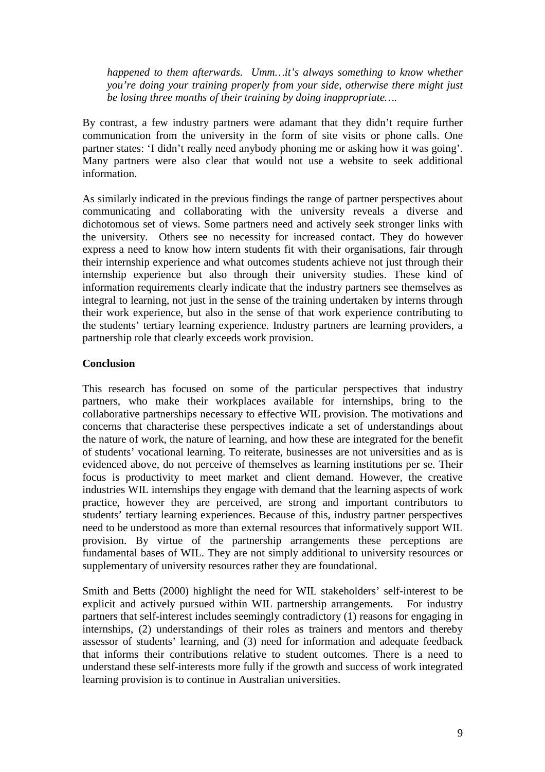*happened to them afterwards. Umm…it's always something to know whether you're doing your training properly from your side, otherwise there might just be losing three months of their training by doing inappropriate….*

By contrast, a few industry partners were adamant that they didn't require further communication from the university in the form of site visits or phone calls. One partner states: 'I didn't really need anybody phoning me or asking how it was going'. Many partners were also clear that would not use a website to seek additional information.

As similarly indicated in the previous findings the range of partner perspectives about communicating and collaborating with the university reveals a diverse and dichotomous set of views. Some partners need and actively seek stronger links with the university. Others see no necessity for increased contact. They do however express a need to know how intern students fit with their organisations, fair through their internship experience and what outcomes students achieve not just through their internship experience but also through their university studies. These kind of information requirements clearly indicate that the industry partners see themselves as integral to learning, not just in the sense of the training undertaken by interns through their work experience, but also in the sense of that work experience contributing to the students' tertiary learning experience. Industry partners are learning providers, a partnership role that clearly exceeds work provision.

## Conclusion

This research has focused on some of the particular perspectives that industry partners, who make their workplaces available for internships, bring to the collaborative partnerships necessary to effective WIL provision. The motivations and concerns that characterise these perspectives indicate a set of understandings about the nature of work, the nature of learning, and how these are integrated for the benefit of students' vocational learning. To reiterate, businesses are not universities and as is evidenced above, do not perceive of themselves as learning institutions per se. Their focus is productivity to meet market and client demand. However, the creative industries WIL internships they engage with demand that the learning aspects of work practice, however they are perceived, are strong and important contributors to students' tertiary learning experiences. Because of this, industry partner perspectives need to be understood as more than external resources that informatively support WIL provision. By virtue of the partnership arrangements these perceptions are fundamental bases of WIL. They are not simply additional to university resources or supplementary of university resources rather they are foundational.

Smith and Betts (2000) highlight the need for WIL stakeholders' self-interest to be explicit and actively pursued within WIL partnership arrangements. For industry partners that self-interest includes seemingly contradictory (1) reasons for engaging in internships, (2) understandings of their roles as trainers and mentors and thereby assessor of students' learning, and (3) need for information and adequate feedback that informs their contributions relative to student outcomes. There is a need to understand these self-interests more fully if the growth and success of work integrated learning provision is to continue in Australian universities.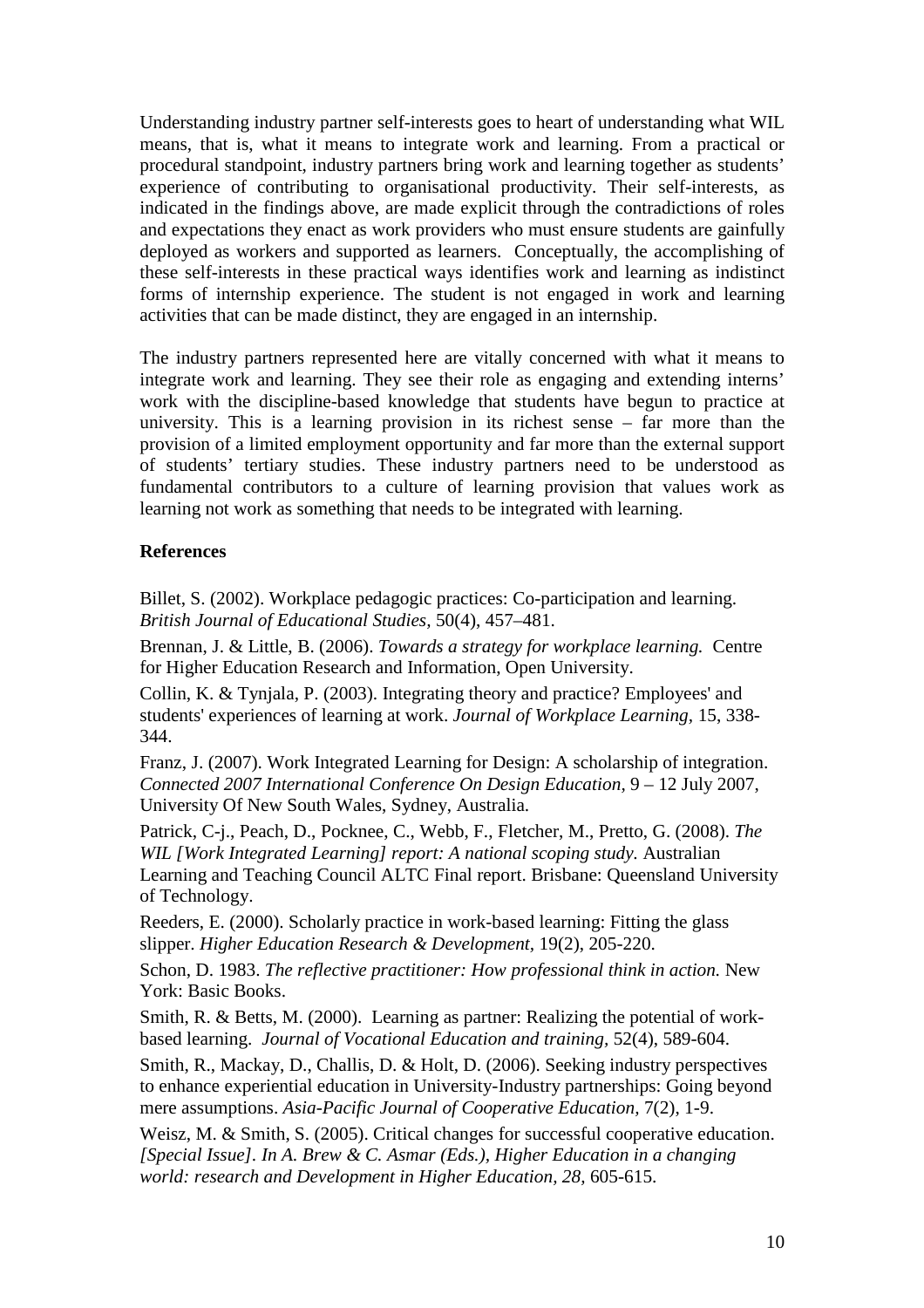Understanding industry partner self-interests goes to heart of understanding what WIL means, that is, what it means to integrate work and learning. From a practical or procedural standpoint, industry partners bring work and learning together as students' experience of contributing to organisational productivity. Their self-interests, as indicated in the findings above, are made explicit through the contradictions of roles and expectations they enact as work providers who must ensure students are gainfully deployed as workers and supported as learners. Conceptually, the accomplishing of these self-interests in these practical ways identifies work and learning as indistinct forms of internship experience. The student is not engaged in work and learning activities that can be made distinct, they are engaged in an internship.

The industry partners represented here are vitally concerned with what it means to integrate work and learning. They see their role as engaging and extending interns' work with the discipline-based knowledge that students have begun to practice at university. This is a learning provision in its richest sense – far more than the provision of a limited employment opportunity and far more than the external support of students' tertiary studies. These industry partners need to be understood as fundamental contributors to a culture of learning provision that values work as learning not work as something that needs to be integrated with learning.

**References**

Billet, S. (2002). Workplace pedagogic practices: Co-participation and learning. *British Journal of Educational Studies,* 50(4), 457–481.

Brennan, J. & Little, B. (2006). *Towards a strategy for workplace learning.* Centre for Higher Education Research and Information, Open University.

Collin, K. & Tynjala, P. (2003). Integrating theory and practice? Employees' and students' experiences of learning at work. *Journal of Workplace Learning,* 15, 338-344.

Franz, J. (2007). Work Integrated Learning for Design: A scholarship of integration. *Connected 2007 International Conference On Design Education,* 9 – 12 July 2007, University Of New South Wales, Sydney, Australia.

Patrick, C-j., Peach, D., Pocknee, C., Webb, F., Fletcher, M., Pretto, G. (2008). *The WIL [Work Integrated Learning] report: A national scoping study.* Australian Learning and Teaching Council ALTC Final report. Brisbane: Queensland University of Technology.

Reeders, E. (2000). Scholarly practice in work-based learning: Fitting the glass slipper. *Higher Education Research & Development,* 19(2), 205-220.

Schon, D. 1983. *The reflective practitioner: How professional think in action.* New York: Basic Books.

Smith, R. & Betts, M. (2000). Learning as partner: Realizing the potential of work-based learning. *Journal of Vocational Education and training,* 52(4), 589-604.

Smith, R., Mackay, D., Challis, D. & Holt, D. (2006). Seeking industry perspectives to enhance experiential education in University-Industry partnerships: Going beyond mere assumptions. *Asia-Pacific Journal of Cooperative Education,* 7(2), 1-9.

Weisz, M. & Smith, S. (2005). Critical changes for successful cooperative education. *[Special Issue]. In A. Brew & C. Asmar (Eds.), Higher Education in a changing world: research and Development in Higher Education, 28,* 605-615.